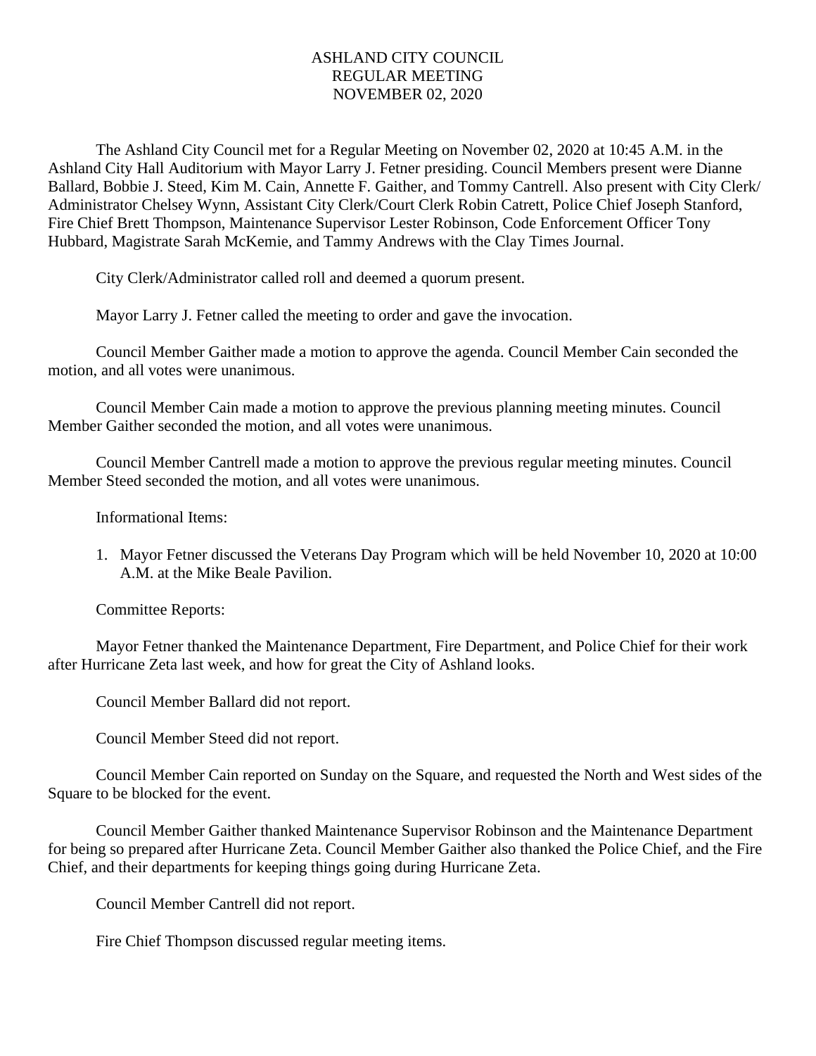# ASHLAND CITY COUNCIL
## REGULAR MEETING
## NOVEMBER 02, 2020

The Ashland City Council met for a Regular Meeting on November 02, 2020 at 10:45 A.M. in the Ashland City Hall Auditorium with Mayor Larry J. Fetner presiding. Council Members present were Dianne Ballard, Bobbie J. Steed, Kim M. Cain, Annette F. Gaither, and Tommy Cantrell. Also present with City Clerk/ Administrator Chelsey Wynn, Assistant City Clerk/Court Clerk Robin Catrett, Police Chief Joseph Stanford, Fire Chief Brett Thompson, Maintenance Supervisor Lester Robinson, Code Enforcement Officer Tony Hubbard, Magistrate Sarah McKemie, and Tammy Andrews with the Clay Times Journal.

City Clerk/Administrator called roll and deemed a quorum present.

Mayor Larry J. Fetner called the meeting to order and gave the invocation.

Council Member Gaither made a motion to approve the agenda. Council Member Cain seconded the motion, and all votes were unanimous.

Council Member Cain made a motion to approve the previous planning meeting minutes. Council Member Gaither seconded the motion, and all votes were unanimous.

Council Member Cantrell made a motion to approve the previous regular meeting minutes. Council Member Steed seconded the motion, and all votes were unanimous.

Informational Items:

1. Mayor Fetner discussed the Veterans Day Program which will be held November 10, 2020 at 10:00 A.M. at the Mike Beale Pavilion.

Committee Reports:

Mayor Fetner thanked the Maintenance Department, Fire Department, and Police Chief for their work after Hurricane Zeta last week, and how for great the City of Ashland looks.

Council Member Ballard did not report.

Council Member Steed did not report.

Council Member Cain reported on Sunday on the Square, and requested the North and West sides of the Square to be blocked for the event.

Council Member Gaither thanked Maintenance Supervisor Robinson and the Maintenance Department for being so prepared after Hurricane Zeta. Council Member Gaither also thanked the Police Chief, and the Fire Chief, and their departments for keeping things going during Hurricane Zeta.

Council Member Cantrell did not report.

Fire Chief Thompson discussed regular meeting items.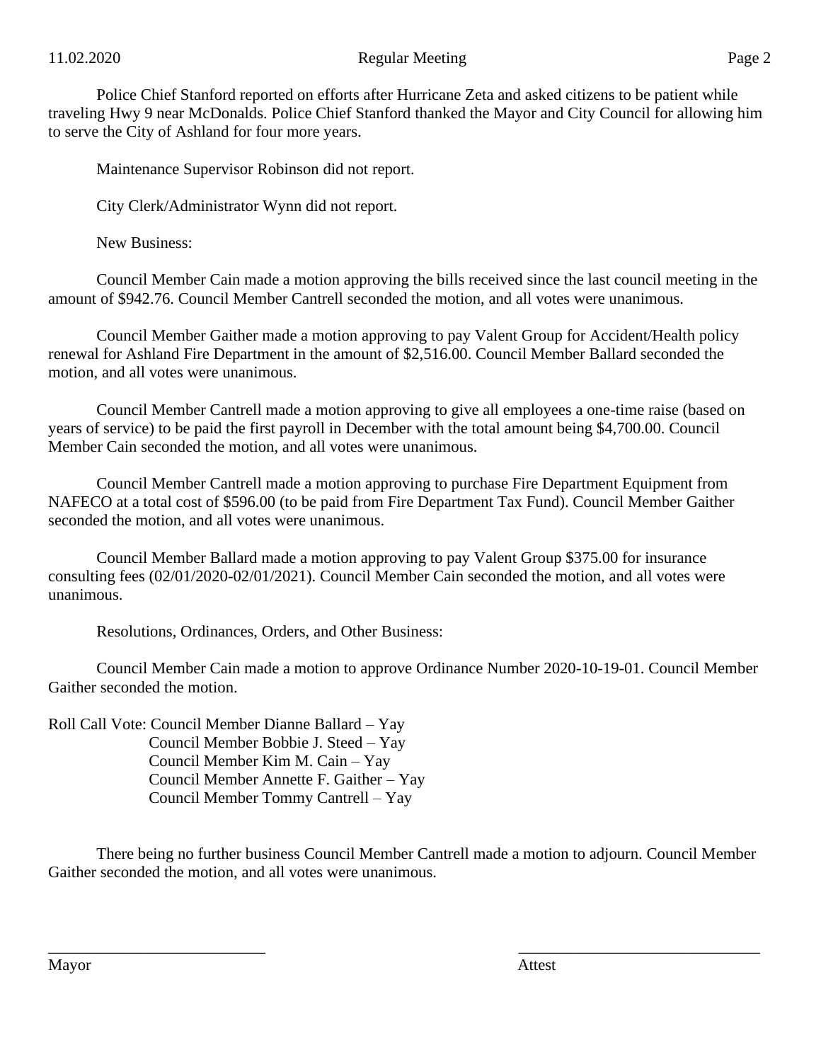Police Chief Stanford reported on efforts after Hurricane Zeta and asked citizens to be patient while traveling Hwy 9 near McDonalds. Police Chief Stanford thanked the Mayor and City Council for allowing him to serve the City of Ashland for four more years.

Maintenance Supervisor Robinson did not report.

City Clerk/Administrator Wynn did not report.

New Business:

Council Member Cain made a motion approving the bills received since the last council meeting in the amount of $942.76. Council Member Cantrell seconded the motion, and all votes were unanimous.

Council Member Gaither made a motion approving to pay Valent Group for Accident/Health policy renewal for Ashland Fire Department in the amount of $2,516.00. Council Member Ballard seconded the motion, and all votes were unanimous.

Council Member Cantrell made a motion approving to give all employees a one-time raise (based on years of service) to be paid the first payroll in December with the total amount being $4,700.00. Council Member Cain seconded the motion, and all votes were unanimous.

Council Member Cantrell made a motion approving to purchase Fire Department Equipment from NAFECO at a total cost of $596.00 (to be paid from Fire Department Tax Fund). Council Member Gaither seconded the motion, and all votes were unanimous.

Council Member Ballard made a motion approving to pay Valent Group $375.00 for insurance consulting fees (02/01/2020-02/01/2021). Council Member Cain seconded the motion, and all votes were unanimous.

Resolutions, Ordinances, Orders, and Other Business:

Council Member Cain made a motion to approve Ordinance Number 2020-10-19-01. Council Member Gaither seconded the motion.

Roll Call Vote: Council Member Dianne Ballard – Yay
Council Member Bobbie J. Steed – Yay
Council Member Kim M. Cain – Yay
Council Member Annette F. Gaither – Yay
Council Member Tommy Cantrell – Yay

There being no further business Council Member Cantrell made a motion to adjourn. Council Member Gaither seconded the motion, and all votes were unanimous.

___________________________ ______________________________

Mayor Attest